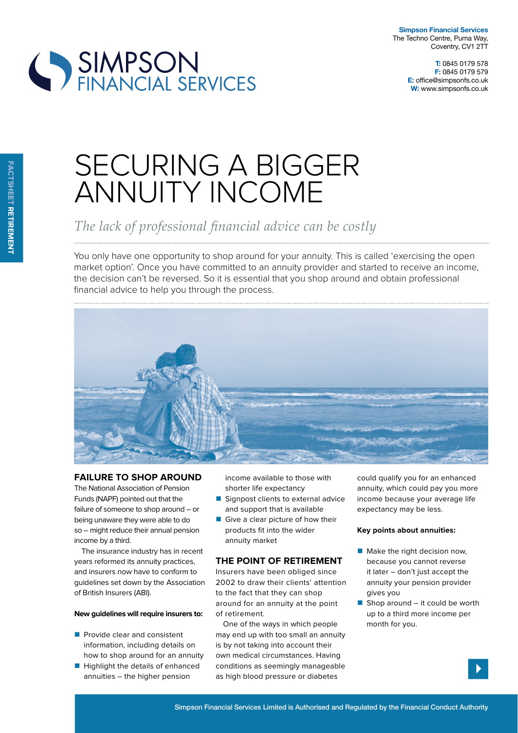**Simpson Financial Services**
The Techno Centre, Puma Way,
Coventry, CV1 2TT

**T:** 0845 0179 578
**F:** 0845 0179 579
**E:** office@simpsonfs.co.uk
**W:** www.simpsonfs.co.uk

FACTSHEET **RETIREMENT**

# SECURING A BIGGER ANNUITY INCOME

*The lack of professional financial advice can be costly*

You only have one opportunity to shop around for your annuity. This is called 'exercising the open market option'. Once you have committed to an annuity provider and started to receive an income, the decision can't be reversed. So it is essential that you shop around and obtain professional financial advice to help you through the process.

## FAILURE TO SHOP AROUND

The National Association of Pension Funds (NAPF) pointed out that the failure of someone to shop around – or being unaware they were able to do so – might reduce their annual pension income by a third.

The insurance industry has in recent years reformed its annuity practices, and insurers now have to conform to guidelines set down by the Association of British Insurers (ABI).

**New guidelines will require insurers to:**

- Provide clear and consistent information, including details on how to shop around for an annuity
- Highlight the details of enhanced annuities – the higher pension income available to those with shorter life expectancy
- Signpost clients to external advice and support that is available
- Give a clear picture of how their products fit into the wider annuity market

## THE POINT OF RETIREMENT

Insurers have been obliged since 2002 to draw their clients' attention to the fact that they can shop around for an annuity at the point of retirement.

One of the ways in which people may end up with too small an annuity is by not taking into account their own medical circumstances. Having conditions as seemingly manageable as high blood pressure or diabetes could qualify you for an enhanced annuity, which could pay you more income because your average life expectancy may be less.

**Key points about annuities:**

- Make the right decision now, because you cannot reverse it later – don't just accept the annuity your pension provider gives you
- Shop around – it could be worth up to a third more income per month for you.

Simpson Financial Services Limited is Authorised and Regulated by the Financial Conduct Authority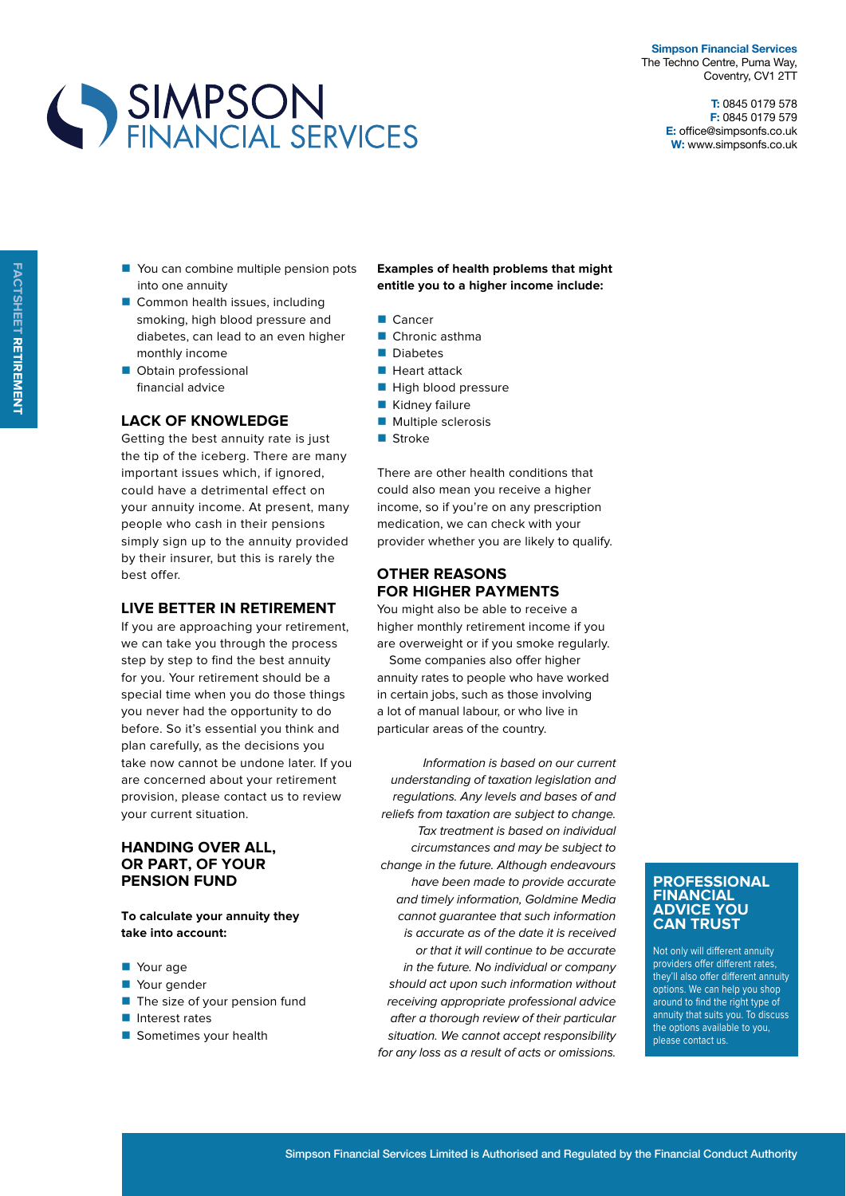- You can combine multiple pension pots into one annuity
- Common health issues, including smoking, high blood pressure and diabetes, can lead to an even higher monthly income
- Obtain professional financial advice

## LACK OF KNOWLEDGE

Getting the best annuity rate is just the tip of the iceberg. There are many important issues which, if ignored, could have a detrimental effect on your annuity income. At present, many people who cash in their pensions simply sign up to the annuity provided by their insurer, but this is rarely the best offer.

## LIVE BETTER IN RETIREMENT

If you are approaching your retirement, we can take you through the process step by step to find the best annuity for you. Your retirement should be a special time when you do those things you never had the opportunity to do before. So it's essential you think and plan carefully, as the decisions you take now cannot be undone later. If you are concerned about your retirement provision, please contact us to review your current situation.

## HANDING OVER ALL, OR PART, OF YOUR PENSION FUND

**To calculate your annuity they take into account:**

- Your age
- Your gender
- The size of your pension fund
- Interest rates
- Sometimes your health

**Examples of health problems that might entitle you to a higher income include:**

- Cancer
- Chronic asthma
- Diabetes
- Heart attack
- High blood pressure
- Kidney failure
- Multiple sclerosis
- Stroke

There are other health conditions that could also mean you receive a higher income, so if you're on any prescription medication, we can check with your provider whether you are likely to qualify.

## OTHER REASONS FOR HIGHER PAYMENTS

You might also be able to receive a higher monthly retirement income if you are overweight or if you smoke regularly.

Some companies also offer higher annuity rates to people who have worked in certain jobs, such as those involving a lot of manual labour, or who live in particular areas of the country.

*Information is based on our current understanding of taxation legislation and regulations. Any levels and bases of and reliefs from taxation are subject to change. Tax treatment is based on individual circumstances and may be subject to change in the future. Although endeavours have been made to provide accurate and timely information, Goldmine Media cannot guarantee that such information is accurate as of the date it is received or that it will continue to be accurate in the future. No individual or company should act upon such information without receiving appropriate professional advice after a thorough review of their particular situation. We cannot accept responsibility for any loss as a result of acts or omissions.*

## PROFESSIONAL FINANCIAL ADVICE YOU CAN TRUST

Not only will different annuity providers offer different rates, they'll also offer different annuity options. We can help you shop around to find the right type of annuity that suits you. To discuss the options available to you, please contact us.